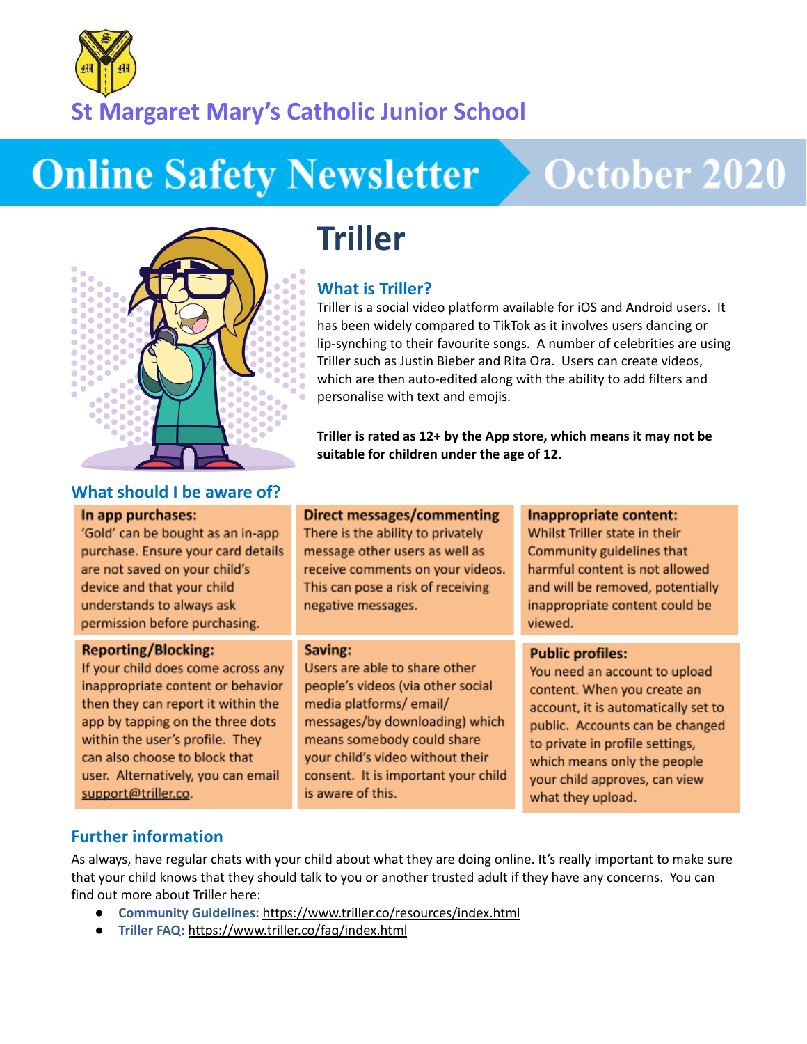St Margaret Mary's Catholic Junior School

# Online Safety Newsletter October 2020

## Triller

### What is Triller?

Triller is a social video platform available for iOS and Android users. It has been widely compared to TikTok as it involves users dancing or lip-synching to their favourite songs. A number of celebrities are using Triller such as Justin Bieber and Rita Ora. Users can create videos, which are then auto-edited along with the ability to add filters and personalise with text and emojis.

**Triller is rated as 12+ by the App store, which means it may not be suitable for children under the age of 12.**

### What should I be aware of?

**In app purchases:**
'Gold' can be bought as an in-app purchase. Ensure your card details are not saved on your child's device and that your child understands to always ask permission before purchasing.

**Direct messages/commenting**
There is the ability to privately message other users as well as receive comments on your videos. This can pose a risk of receiving negative messages.

**Inappropriate content:**
Whilst Triller state in their Community guidelines that harmful content is not allowed and will be removed, potentially inappropriate content could be viewed.

**Reporting/Blocking:**
If your child does come across any inappropriate content or behavior then they can report it within the app by tapping on the three dots within the user's profile. They can also choose to block that user. Alternatively, you can email support@triller.co.

**Saving:**
Users are able to share other people's videos (via other social media platforms/ email/ messages/by downloading) which means somebody could share your child's video without their consent. It is important your child is aware of this.

**Public profiles:**
You need an account to upload content. When you create an account, it is automatically set to public. Accounts can be changed to private in profile settings, which means only the people your child approves, can view what they upload.

### Further information

As always, have regular chats with your child about what they are doing online. It's really important to make sure that your child knows that they should talk to you or another trusted adult if they have any concerns. You can find out more about Triller here:

- **Community Guidelines:** https://www.triller.co/resources/index.html
- **Triller FAQ:** https://www.triller.co/faq/index.html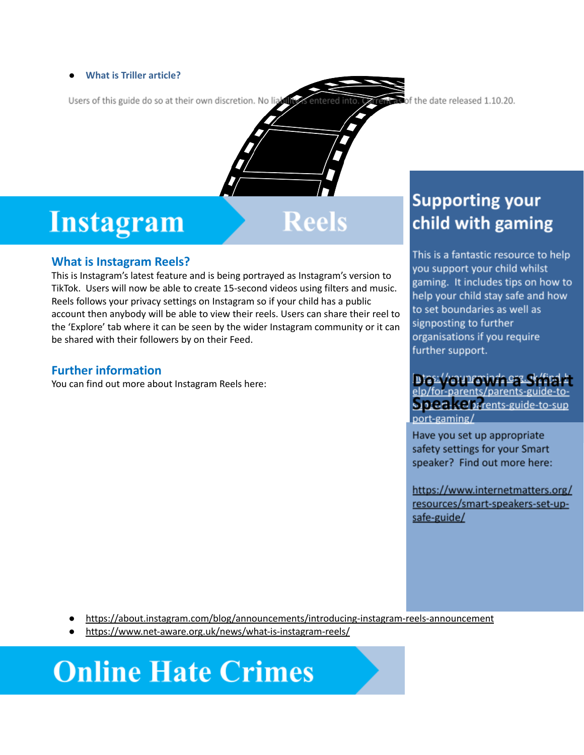- **What is Triller article?**

Users of this guide do so at their own discretion. No liability is entered into. Current as of the date released 1.10.20.

# Instagram Reels

## What is Instagram Reels?

This is Instagram's latest feature and is being portrayed as Instagram's version to TikTok. Users will now be able to create 15-second videos using filters and music. Reels follows your privacy settings on Instagram so if your child has a public account then anybody will be able to view their reels. Users can share their reel to the 'Explore' tab where it can be seen by the wider Instagram community or it can be shared with their followers by on their Feed.

## Further information

You can find out more about Instagram Reels here:

- https://about.instagram.com/blog/announcements/introducing-instagram-reels-announcement
- https://www.net-aware.org.uk/news/what-is-instagram-reels/

## Supporting your child with gaming

This is a fantastic resource to help you support your child whilst gaming. It includes tips on how to help your child stay safe and how to set boundaries as well as signposting to further organisations if you require further support.

https://youngminds.org.uk/find-help/for-parents/parents-guide-to-support-gaming/

## Do you own a Smart Speaker?

Have you set up appropriate safety settings for your Smart speaker? Find out more here:

https://www.internetmatters.org/resources/smart-speakers-set-up-safe-guide/

# Online Hate Crimes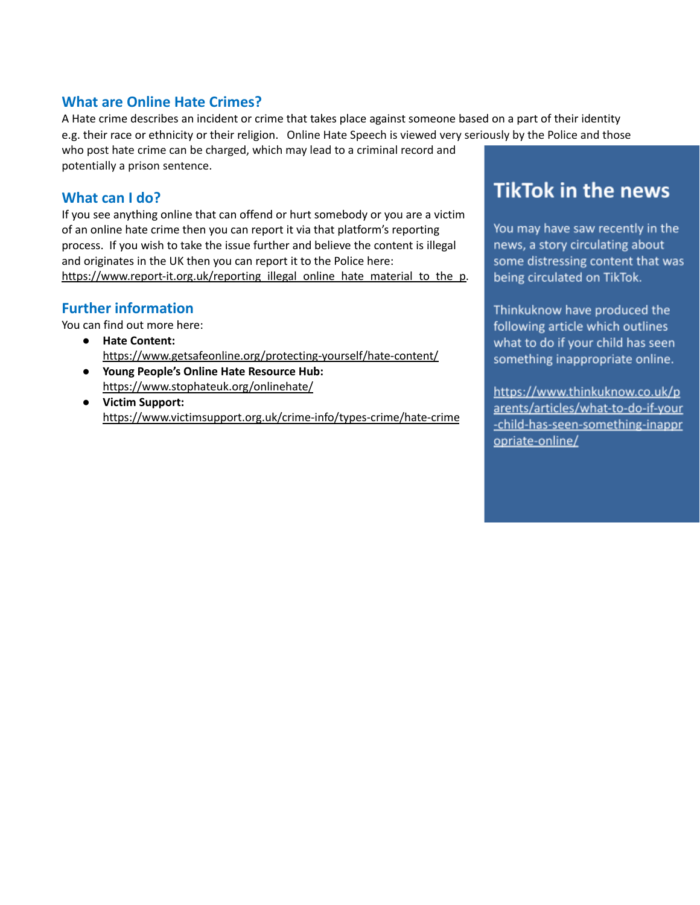## What are Online Hate Crimes?

A Hate crime describes an incident or crime that takes place against someone based on a part of their identity e.g. their race or ethnicity or their religion. Online Hate Speech is viewed very seriously by the Police and those who post hate crime can be charged, which may lead to a criminal record and potentially a prison sentence.

## What can I do?

If you see anything online that can offend or hurt somebody or you are a victim of an online hate crime then you can report it via that platform's reporting process. If you wish to take the issue further and believe the content is illegal and originates in the UK then you can report it to the Police here: https://www.report-it.org.uk/reporting_illegal_online_hate_material_to_the_p.

## Further information

You can find out more here:

- **Hate Content:** https://www.getsafeonline.org/protecting-yourself/hate-content/
- **Young People's Online Hate Resource Hub:** https://www.stophateuk.org/onlinehate/
- **Victim Support:** https://www.victimsupport.org.uk/crime-info/types-crime/hate-crime

## TikTok in the news

You may have saw recently in the news, a story circulating about some distressing content that was being circulated on TikTok.

Thinkuknow have produced the following article which outlines what to do if your child has seen something inappropriate online.

https://www.thinkuknow.co.uk/parents/articles/what-to-do-if-your-child-has-seen-something-inappropriate-online/